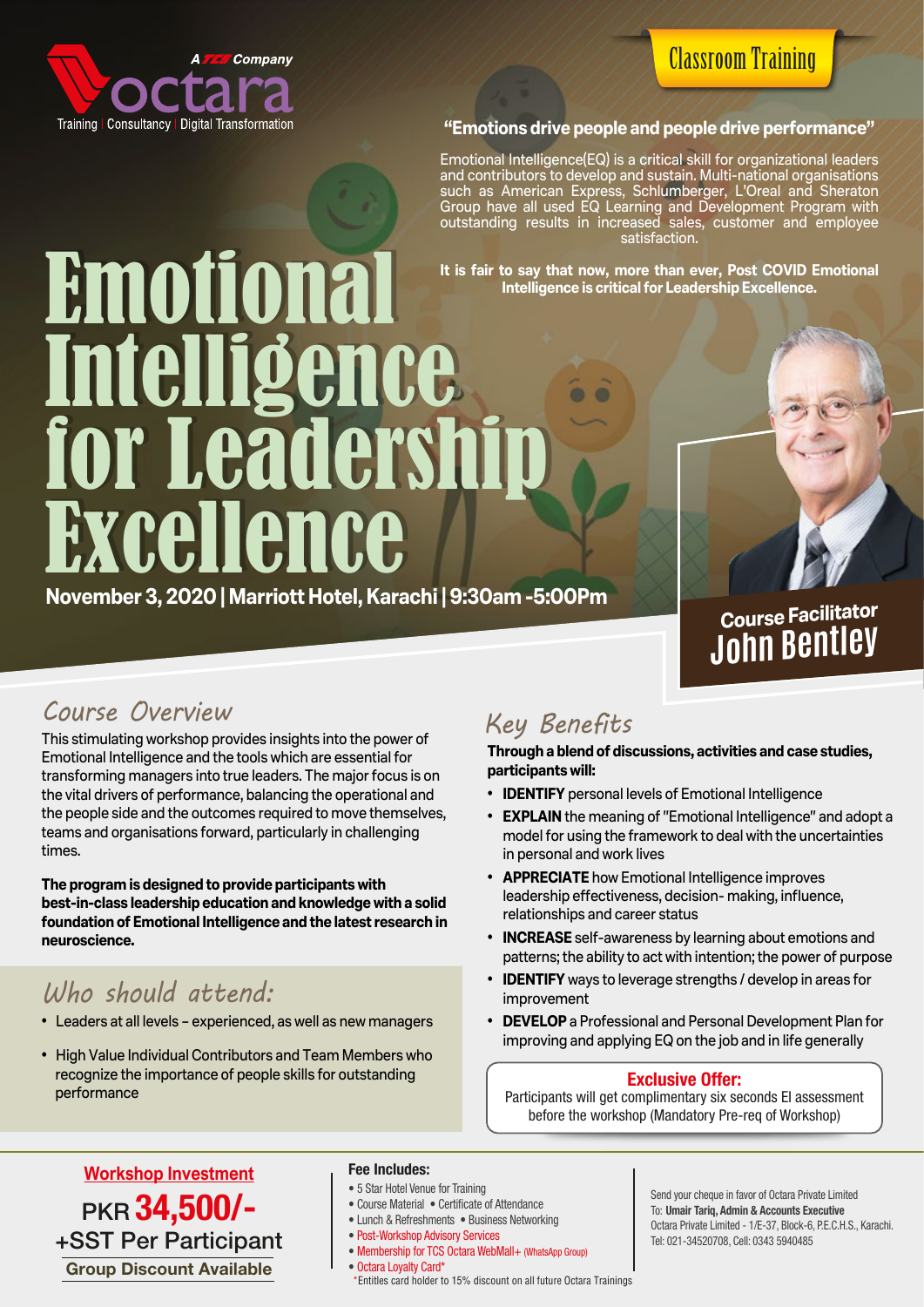A TCS Company

octara

Training | Consultancy | Digital Transformation

Classroom Training

**"Emotions drive people and people drive performance"**

Emotional Intelligence(EQ) is a critical skill for organizational leaders and contributors to develop and sustain. Multi-national organisations such as American Express, Schlumberger, L'Oreal and Sheraton Group have all used EQ Learning and Development Program with outstanding results in increased sales, customer and employee satisfaction.

**It is fair to say that now, more than ever, Post COVID Emotional Intelligence is critical for Leadership Excellence.**

# Emotional Intelligence for Leadership Excellence

**November 3, 2020 | Marriott Hotel, Karachi | 9:30am -5:00Pm**

**Course Facilitator**
**John Bentley**

## Course Overview

This stimulating workshop provides insights into the power of Emotional Intelligence and the tools which are essential for transforming managers into true leaders. The major focus is on the vital drivers of performance, balancing the operational and the people side and the outcomes required to move themselves, teams and organisations forward, particularly in challenging times.

**The program is designed to provide participants with best-in-class leadership education and knowledge with a solid foundation of Emotional Intelligence and the latest research in neuroscience.**

## Who should attend:

- Leaders at all levels – experienced, as well as new managers
- High Value Individual Contributors and Team Members who recognize the importance of people skills for outstanding performance

## Key Benefits

**Through a blend of discussions, activities and case studies, participants will:**

- **IDENTIFY** personal levels of Emotional Intelligence
- **EXPLAIN** the meaning of "Emotional Intelligence" and adopt a model for using the framework to deal with the uncertainties in personal and work lives
- **APPRECIATE** how Emotional Intelligence improves leadership effectiveness, decision- making, influence, relationships and career status
- **INCREASE** self-awareness by learning about emotions and patterns; the ability to act with intention; the power of purpose
- **IDENTIFY** ways to leverage strengths / develop in areas for improvement
- **DEVELOP** a Professional and Personal Development Plan for improving and applying EQ on the job and in life generally

**Exclusive Offer:**
Participants will get complimentary six seconds EI assessment before the workshop (Mandatory Pre-req of Workshop)

**Workshop Investment**

PKR **34,500/-**
+SST Per Participant
**Group Discount Available**

**Fee Includes:**

- 5 Star Hotel Venue for Training
- Course Material • Certificate of Attendance
- Lunch & Refreshments • Business Networking
- Post-Workshop Advisory Services
- Membership for TCS Octara WebMall+ (WhatsApp Group)
- Octara Loyalty Card*

*Entitles card holder to 15% discount on all future Octara Trainings

Send your cheque in favor of Octara Private Limited
To: **Umair Tariq, Admin & Accounts Executive**
Octara Private Limited - 1/E-37, Block-6, P.E.C.H.S., Karachi.
Tel: 021-34520708, Cell: 0343 5940485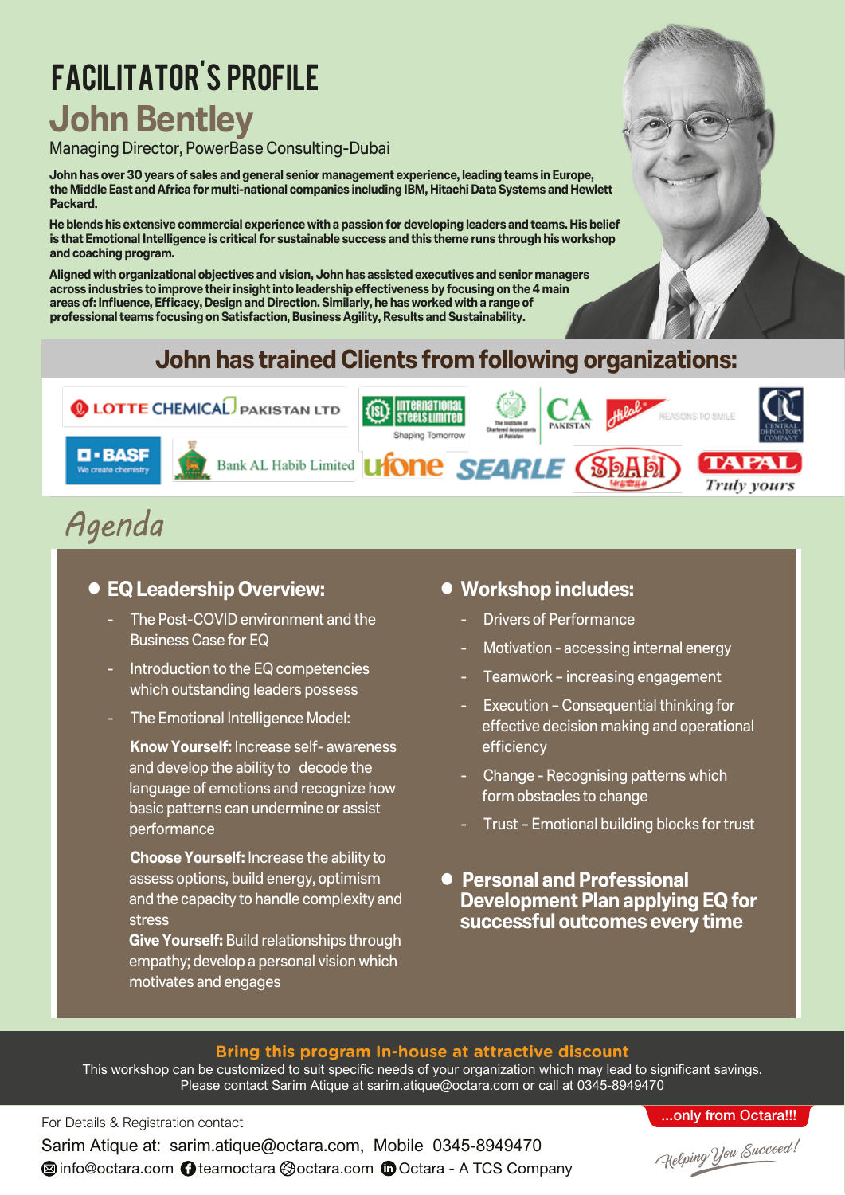# FACILITATOR'S PROFILE

## John Bentley

Managing Director, PowerBase Consulting-Dubai

**John has over 30 years of sales and general senior management experience, leading teams in Europe, the Middle East and Africa for multi-national companies including IBM, Hitachi Data Systems and Hewlett Packard.**

**He blends his extensive commercial experience with a passion for developing leaders and teams. His belief is that Emotional Intelligence is critical for sustainable success and this theme runs through his workshop and coaching program.**

**Aligned with organizational objectives and vision, John has assisted executives and senior managers across industries to improve their insight into leadership effectiveness by focusing on the 4 main areas of: Influence, Efficacy, Design and Direction. Similarly, he has worked with a range of professional teams focusing on Satisfaction, Business Agility, Results and Sustainability.**

## John has trained Clients from following organizations:

LOTTE CHEMICAL PAKISTAN LTD, International Steels Limited (Shaping Tomorrow), The Institute of Chartered Accountants of Pakistan, CA Pakistan, Hilal (Reasons to Smile), Central Depository Company, BASF (We create chemistry), Bank AL Habib Limited, Ufone, SEARLE, Shahi, TAPAL (Truly yours)

# Agenda

- **EQ Leadership Overview:**
  - The Post-COVID environment and the Business Case for EQ
  - Introduction to the EQ competencies which outstanding leaders possess
  - The Emotional Intelligence Model:

    **Know Yourself:** Increase self- awareness and develop the ability to decode the language of emotions and recognize how basic patterns can undermine or assist performance

    **Choose Yourself:** Increase the ability to assess options, build energy, optimism and the capacity to handle complexity and stress

    **Give Yourself:** Build relationships through empathy; develop a personal vision which motivates and engages

- **Workshop includes:**
  - Drivers of Performance
  - Motivation - accessing internal energy
  - Teamwork – increasing engagement
  - Execution – Consequential thinking for effective decision making and operational efficiency
  - Change - Recognising patterns which form obstacles to change
  - Trust – Emotional building blocks for trust

- **Personal and Professional Development Plan applying EQ for successful outcomes every time**

**Bring this program In-house at attractive discount**

This workshop can be customized to suit specific needs of your organization which may lead to significant savings. Please contact Sarim Atique at sarim.atique@octara.com or call at 0345-8949470

For Details & Registration contact

Sarim Atique at: sarim.atique@octara.com, Mobile 0345-8949470

info@octara.com | teamoctara | octara.com | Octara - A TCS Company

...only from Octara!!!

*Helping You Succeed!*